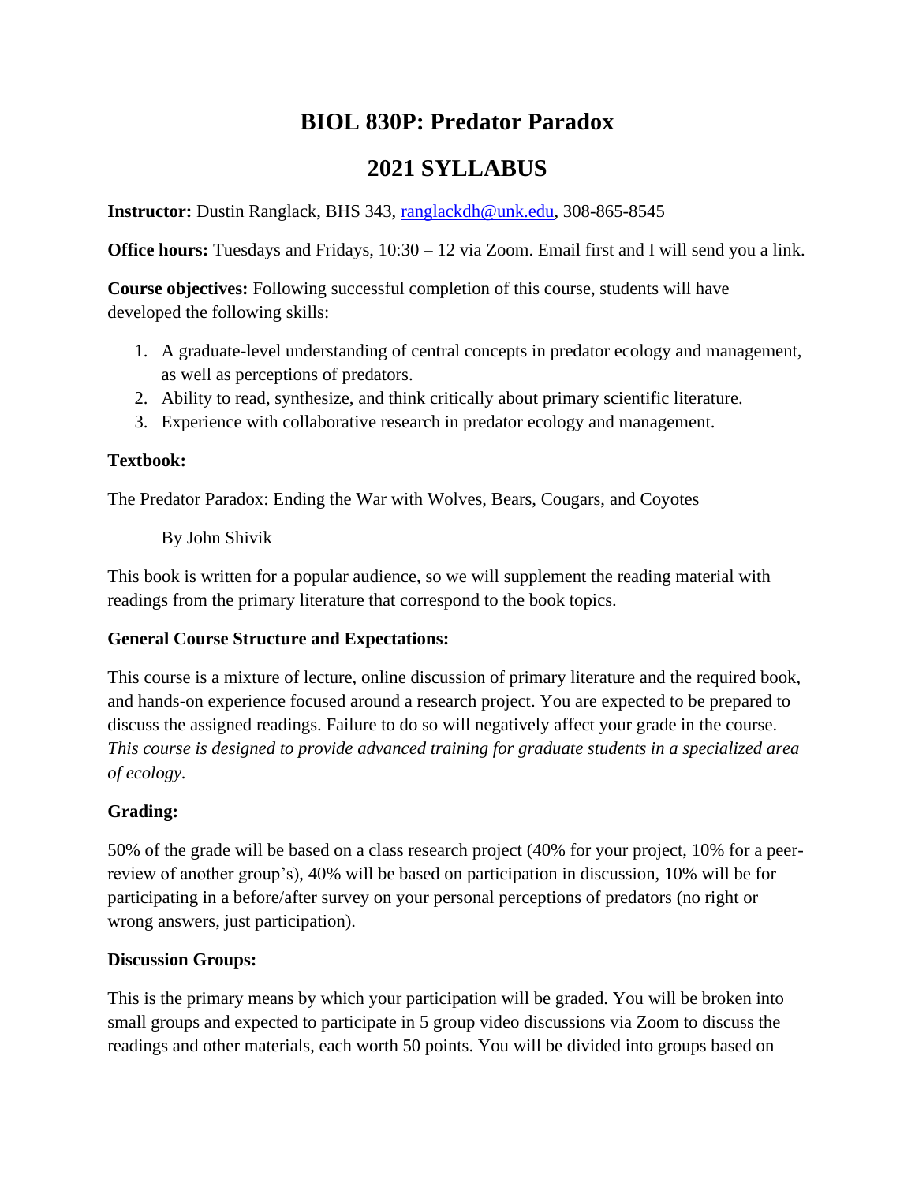# BIOL 830P: Predator Paradox

# 2021 SYLLABUS

**Instructor:** Dustin Ranglack, BHS 343, ranglackdh@unk.edu, 308-865-8545

**Office hours:** Tuesdays and Fridays, 10:30 – 12 via Zoom. Email first and I will send you a link.

**Course objectives:** Following successful completion of this course, students will have developed the following skills:

1. A graduate-level understanding of central concepts in predator ecology and management, as well as perceptions of predators.
2. Ability to read, synthesize, and think critically about primary scientific literature.
3. Experience with collaborative research in predator ecology and management.

**Textbook:**

The Predator Paradox: Ending the War with Wolves, Bears, Cougars, and Coyotes

By John Shivik

This book is written for a popular audience, so we will supplement the reading material with readings from the primary literature that correspond to the book topics.

**General Course Structure and Expectations:**

This course is a mixture of lecture, online discussion of primary literature and the required book, and hands-on experience focused around a research project. You are expected to be prepared to discuss the assigned readings. Failure to do so will negatively affect your grade in the course. *This course is designed to provide advanced training for graduate students in a specialized area of ecology.*

**Grading:**

50% of the grade will be based on a class research project (40% for your project, 10% for a peer-review of another group's), 40% will be based on participation in discussion, 10% will be for participating in a before/after survey on your personal perceptions of predators (no right or wrong answers, just participation).

**Discussion Groups:**

This is the primary means by which your participation will be graded. You will be broken into small groups and expected to participate in 5 group video discussions via Zoom to discuss the readings and other materials, each worth 50 points. You will be divided into groups based on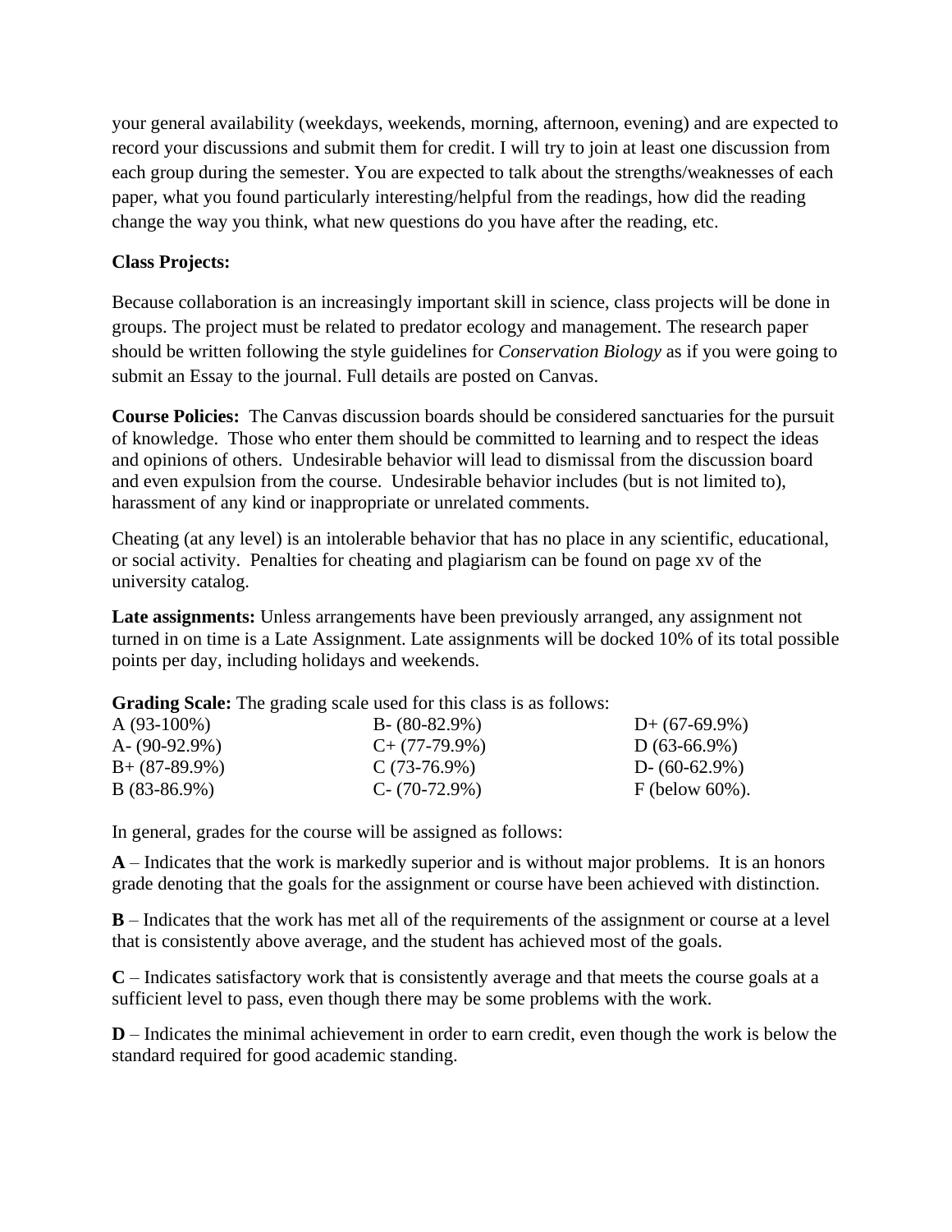your general availability (weekdays, weekends, morning, afternoon, evening) and are expected to record your discussions and submit them for credit. I will try to join at least one discussion from each group during the semester. You are expected to talk about the strengths/weaknesses of each paper, what you found particularly interesting/helpful from the readings, how did the reading change the way you think, what new questions do you have after the reading, etc.

**Class Projects:**

Because collaboration is an increasingly important skill in science, class projects will be done in groups. The project must be related to predator ecology and management. The research paper should be written following the style guidelines for *Conservation Biology* as if you were going to submit an Essay to the journal. Full details are posted on Canvas.

**Course Policies:** The Canvas discussion boards should be considered sanctuaries for the pursuit of knowledge. Those who enter them should be committed to learning and to respect the ideas and opinions of others. Undesirable behavior will lead to dismissal from the discussion board and even expulsion from the course. Undesirable behavior includes (but is not limited to), harassment of any kind or inappropriate or unrelated comments.

Cheating (at any level) is an intolerable behavior that has no place in any scientific, educational, or social activity. Penalties for cheating and plagiarism can be found on page xv of the university catalog.

**Late assignments:** Unless arrangements have been previously arranged, any assignment not turned in on time is a Late Assignment. Late assignments will be docked 10% of its total possible points per day, including holidays and weekends.

**Grading Scale:** The grading scale used for this class is as follows:

| | | |
|---|---|---|
| A (93-100%) | B- (80-82.9%) | D+ (67-69.9%) |
| A- (90-92.9%) | C+ (77-79.9%) | D (63-66.9%) |
| B+ (87-89.9%) | C (73-76.9%) | D- (60-62.9%) |
| B (83-86.9%) | C- (70-72.9%) | F (below 60%). |

In general, grades for the course will be assigned as follows:

**A** – Indicates that the work is markedly superior and is without major problems. It is an honors grade denoting that the goals for the assignment or course have been achieved with distinction.

**B** – Indicates that the work has met all of the requirements of the assignment or course at a level that is consistently above average, and the student has achieved most of the goals.

**C** – Indicates satisfactory work that is consistently average and that meets the course goals at a sufficient level to pass, even though there may be some problems with the work.

**D** – Indicates the minimal achievement in order to earn credit, even though the work is below the standard required for good academic standing.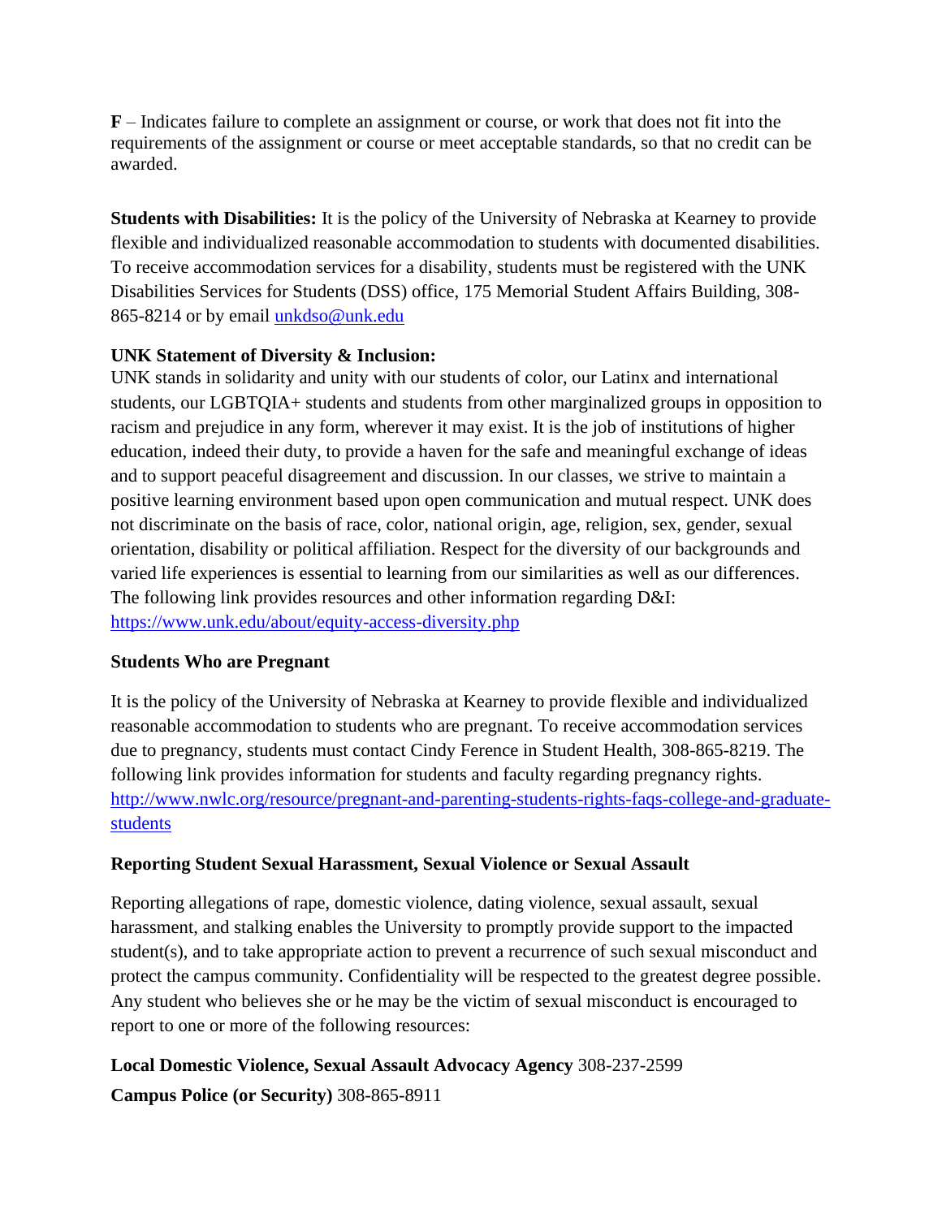**F** – Indicates failure to complete an assignment or course, or work that does not fit into the requirements of the assignment or course or meet acceptable standards, so that no credit can be awarded.

**Students with Disabilities:** It is the policy of the University of Nebraska at Kearney to provide flexible and individualized reasonable accommodation to students with documented disabilities. To receive accommodation services for a disability, students must be registered with the UNK Disabilities Services for Students (DSS) office, 175 Memorial Student Affairs Building, 308-865-8214 or by email [unkdso@unk.edu](mailto:unkdso@unk.edu)

**UNK Statement of Diversity & Inclusion:**

UNK stands in solidarity and unity with our students of color, our Latinx and international students, our LGBTQIA+ students and students from other marginalized groups in opposition to racism and prejudice in any form, wherever it may exist. It is the job of institutions of higher education, indeed their duty, to provide a haven for the safe and meaningful exchange of ideas and to support peaceful disagreement and discussion. In our classes, we strive to maintain a positive learning environment based upon open communication and mutual respect. UNK does not discriminate on the basis of race, color, national origin, age, religion, sex, gender, sexual orientation, disability or political affiliation. Respect for the diversity of our backgrounds and varied life experiences is essential to learning from our similarities as well as our differences. The following link provides resources and other information regarding D&I: [https://www.unk.edu/about/equity-access-diversity.php](https://www.unk.edu/about/equity-access-diversity.php)

**Students Who are Pregnant**

It is the policy of the University of Nebraska at Kearney to provide flexible and individualized reasonable accommodation to students who are pregnant. To receive accommodation services due to pregnancy, students must contact Cindy Ference in Student Health, 308-865-8219. The following link provides information for students and faculty regarding pregnancy rights. [http://www.nwlc.org/resource/pregnant-and-parenting-students-rights-faqs-college-and-graduate-students](http://www.nwlc.org/resource/pregnant-and-parenting-students-rights-faqs-college-and-graduate-students)

**Reporting Student Sexual Harassment, Sexual Violence or Sexual Assault**

Reporting allegations of rape, domestic violence, dating violence, sexual assault, sexual harassment, and stalking enables the University to promptly provide support to the impacted student(s), and to take appropriate action to prevent a recurrence of such sexual misconduct and protect the campus community. Confidentiality will be respected to the greatest degree possible. Any student who believes she or he may be the victim of sexual misconduct is encouraged to report to one or more of the following resources:

**Local Domestic Violence, Sexual Assault Advocacy Agency** 308-237-2599

**Campus Police (or Security)** 308-865-8911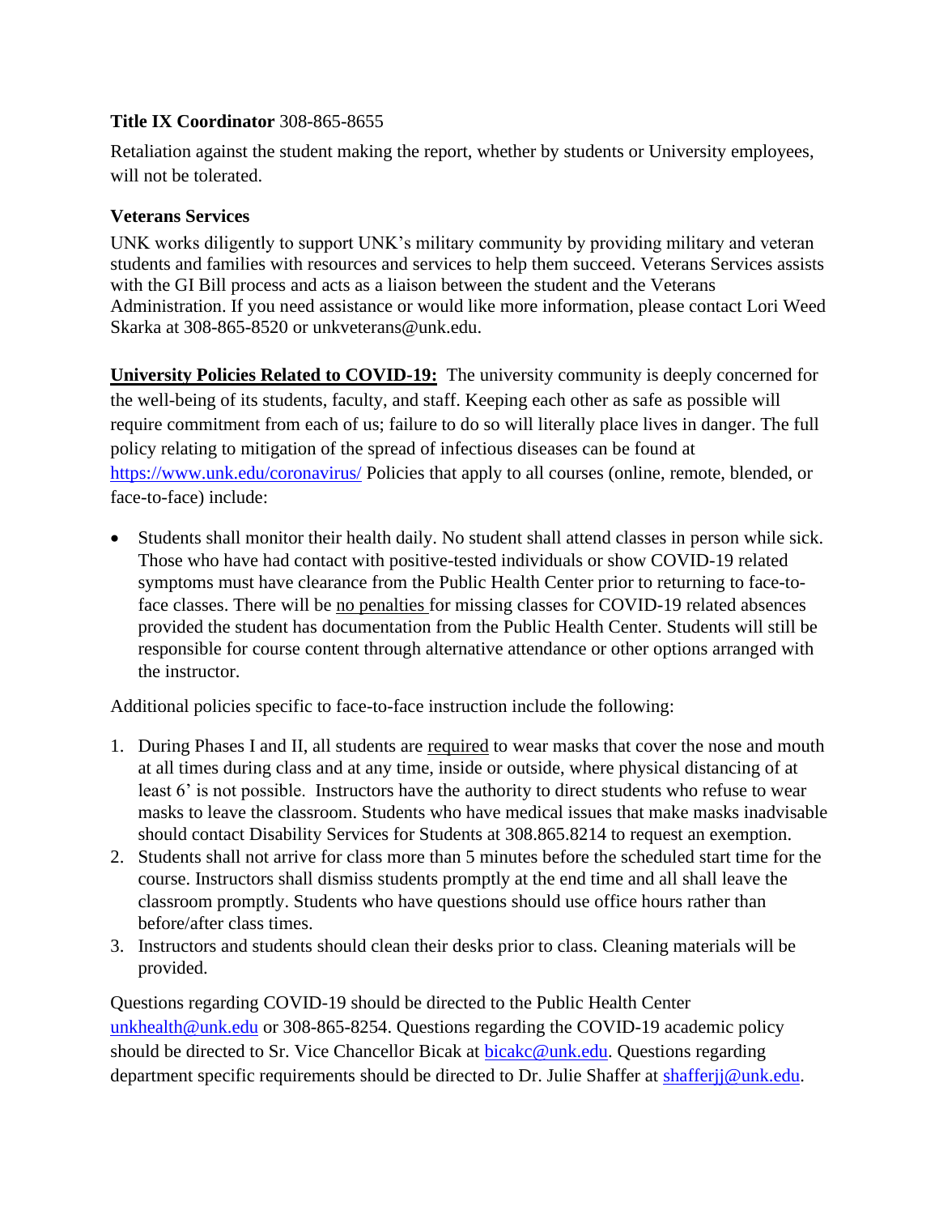**Title IX Coordinator** 308-865-8655

Retaliation against the student making the report, whether by students or University employees, will not be tolerated.

**Veterans Services**

UNK works diligently to support UNK's military community by providing military and veteran students and families with resources and services to help them succeed. Veterans Services assists with the GI Bill process and acts as a liaison between the student and the Veterans Administration. If you need assistance or would like more information, please contact Lori Weed Skarka at 308-865-8520 or unkveterans@unk.edu.

**University Policies Related to COVID-19:** The university community is deeply concerned for the well-being of its students, faculty, and staff. Keeping each other as safe as possible will require commitment from each of us; failure to do so will literally place lives in danger. The full policy relating to mitigation of the spread of infectious diseases can be found at https://www.unk.edu/coronavirus/ Policies that apply to all courses (online, remote, blended, or face-to-face) include:

- Students shall monitor their health daily. No student shall attend classes in person while sick. Those who have had contact with positive-tested individuals or show COVID-19 related symptoms must have clearance from the Public Health Center prior to returning to face-to-face classes. There will be no penalties for missing classes for COVID-19 related absences provided the student has documentation from the Public Health Center. Students will still be responsible for course content through alternative attendance or other options arranged with the instructor.

Additional policies specific to face-to-face instruction include the following:

1. During Phases I and II, all students are required to wear masks that cover the nose and mouth at all times during class and at any time, inside or outside, where physical distancing of at least 6' is not possible. Instructors have the authority to direct students who refuse to wear masks to leave the classroom. Students who have medical issues that make masks inadvisable should contact Disability Services for Students at 308.865.8214 to request an exemption.
2. Students shall not arrive for class more than 5 minutes before the scheduled start time for the course. Instructors shall dismiss students promptly at the end time and all shall leave the classroom promptly. Students who have questions should use office hours rather than before/after class times.
3. Instructors and students should clean their desks prior to class. Cleaning materials will be provided.

Questions regarding COVID-19 should be directed to the Public Health Center unkhealth@unk.edu or 308-865-8254. Questions regarding the COVID-19 academic policy should be directed to Sr. Vice Chancellor Bicak at bicakc@unk.edu. Questions regarding department specific requirements should be directed to Dr. Julie Shaffer at shafferjj@unk.edu.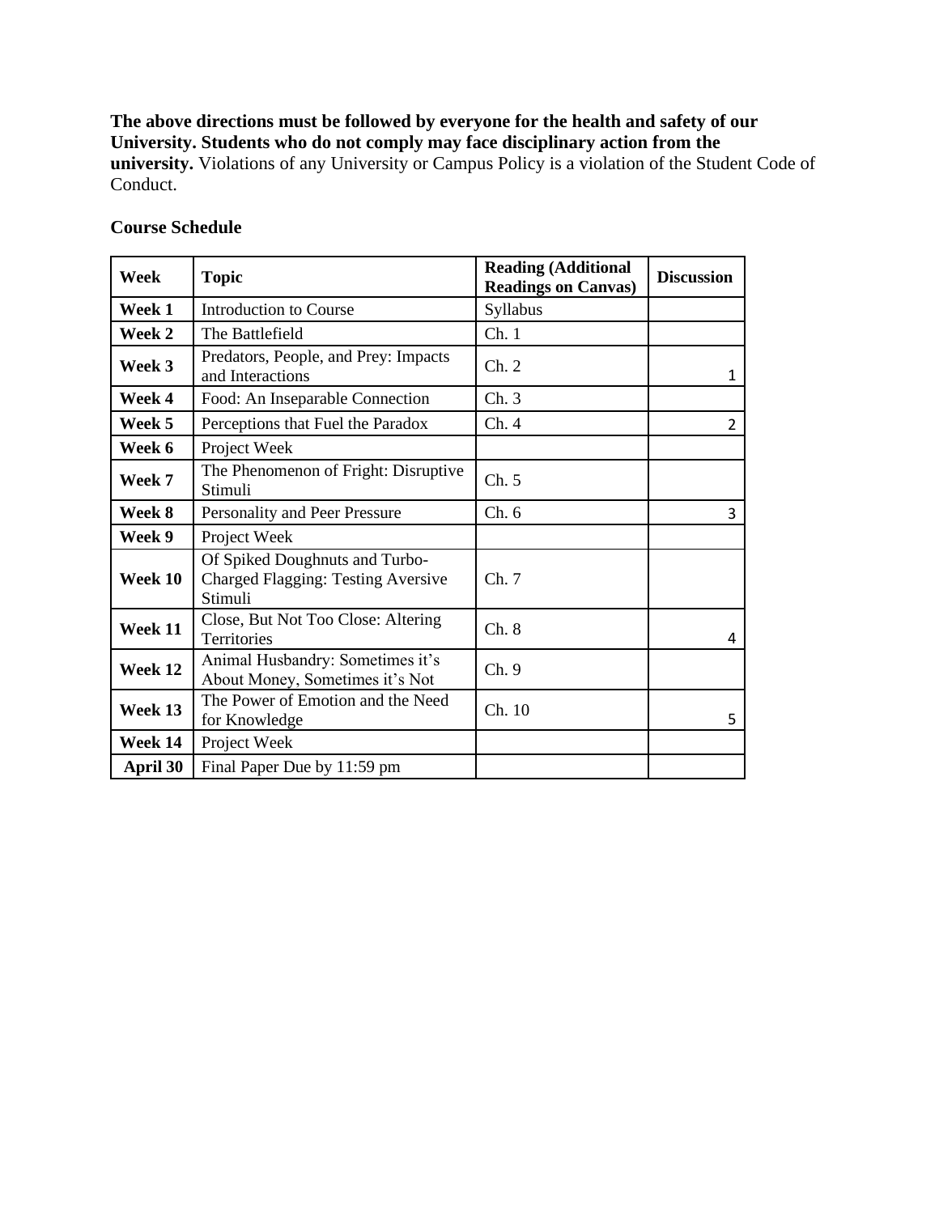**The above directions must be followed by everyone for the health and safety of our University. Students who do not comply may face disciplinary action from the university.** Violations of any University or Campus Policy is a violation of the Student Code of Conduct.

**Course Schedule**

| Week | Topic | Reading (Additional Readings on Canvas) | Discussion |
|---|---|---|---|
| **Week 1** | Introduction to Course | Syllabus | |
| **Week 2** | The Battlefield | Ch. 1 | |
| **Week 3** | Predators, People, and Prey: Impacts and Interactions | Ch. 2 | 1 |
| **Week 4** | Food: An Inseparable Connection | Ch. 3 | |
| **Week 5** | Perceptions that Fuel the Paradox | Ch. 4 | 2 |
| **Week 6** | Project Week | | |
| **Week 7** | The Phenomenon of Fright: Disruptive Stimuli | Ch. 5 | |
| **Week 8** | Personality and Peer Pressure | Ch. 6 | 3 |
| **Week 9** | Project Week | | |
| **Week 10** | Of Spiked Doughnuts and Turbo-Charged Flagging: Testing Aversive Stimuli | Ch. 7 | |
| **Week 11** | Close, But Not Too Close: Altering Territories | Ch. 8 | 4 |
| **Week 12** | Animal Husbandry: Sometimes it's About Money, Sometimes it's Not | Ch. 9 | |
| **Week 13** | The Power of Emotion and the Need for Knowledge | Ch. 10 | 5 |
| **Week 14** | Project Week | | |
| **April 30** | Final Paper Due by 11:59 pm | | |